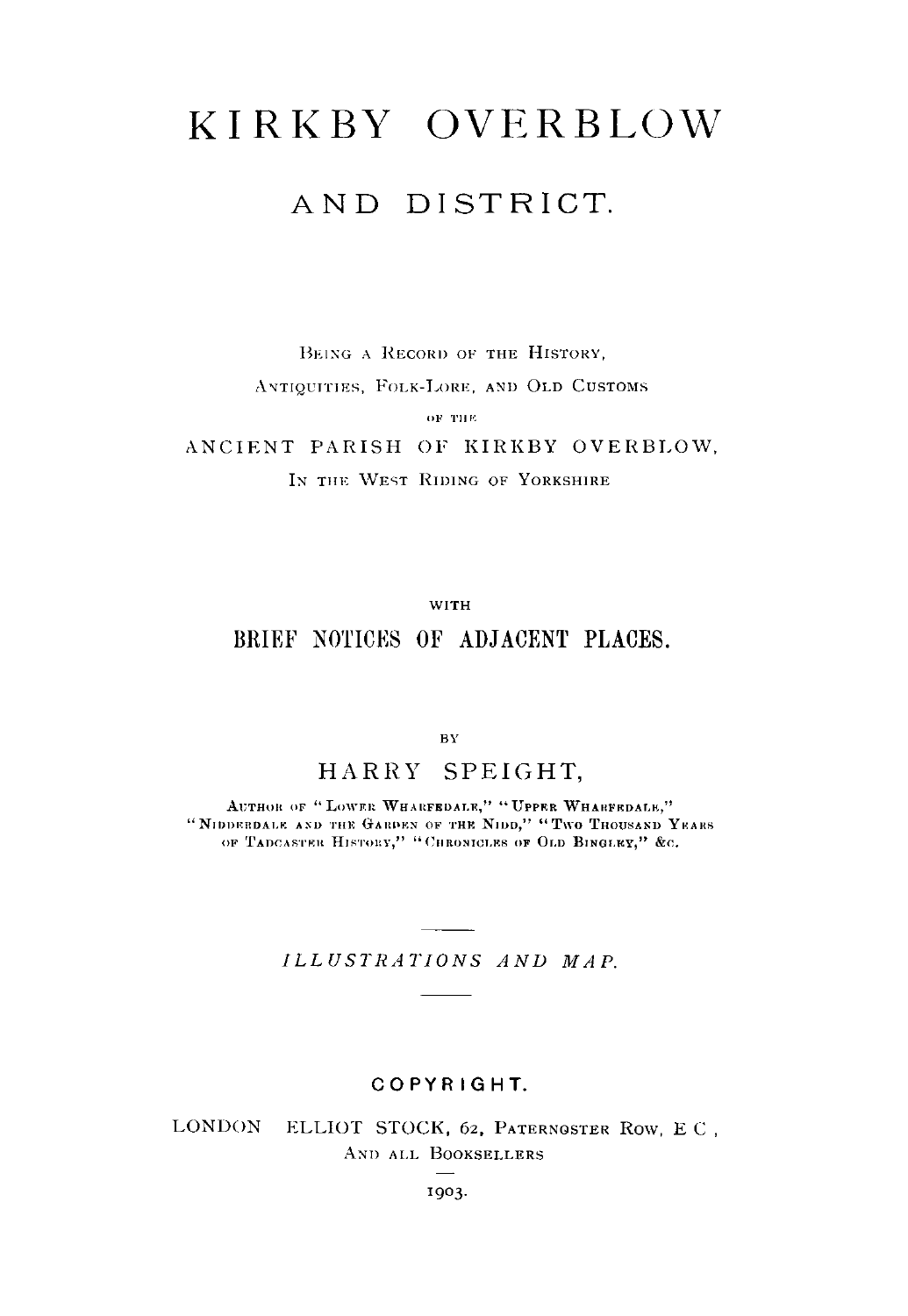# KIRKBY OVERBLOW

## AND DISTRICT.

BEING A RECORD OF THE HISTORY,
ANTIQUITIES, FOLK-LORE, AND OLD CUSTOMS
OF THE
ANCIENT PARISH OF KIRKBY OVERBLOW,
IN THE WEST RIDING OF YORKSHIRE

WITH

**BRIEF NOTICES OF ADJACENT PLACES.**

BY

HARRY SPEIGHT,

AUTHOR OF "LOWER WHARFEDALE," "UPPER WHARFEDALE," "NIDDERDALE AND THE GARDEN OF THE NIDD," "TWO THOUSAND YEARS OF TADCASTER HISTORY," "CHRONICLES OF OLD BINGLEY," &c.

---

*ILLUSTRATIONS AND MAP.*

---

COPYRIGHT.

LONDON ELLIOT STOCK, 62, PATERNOSTER ROW, E C,
AND ALL BOOKSELLERS

1903.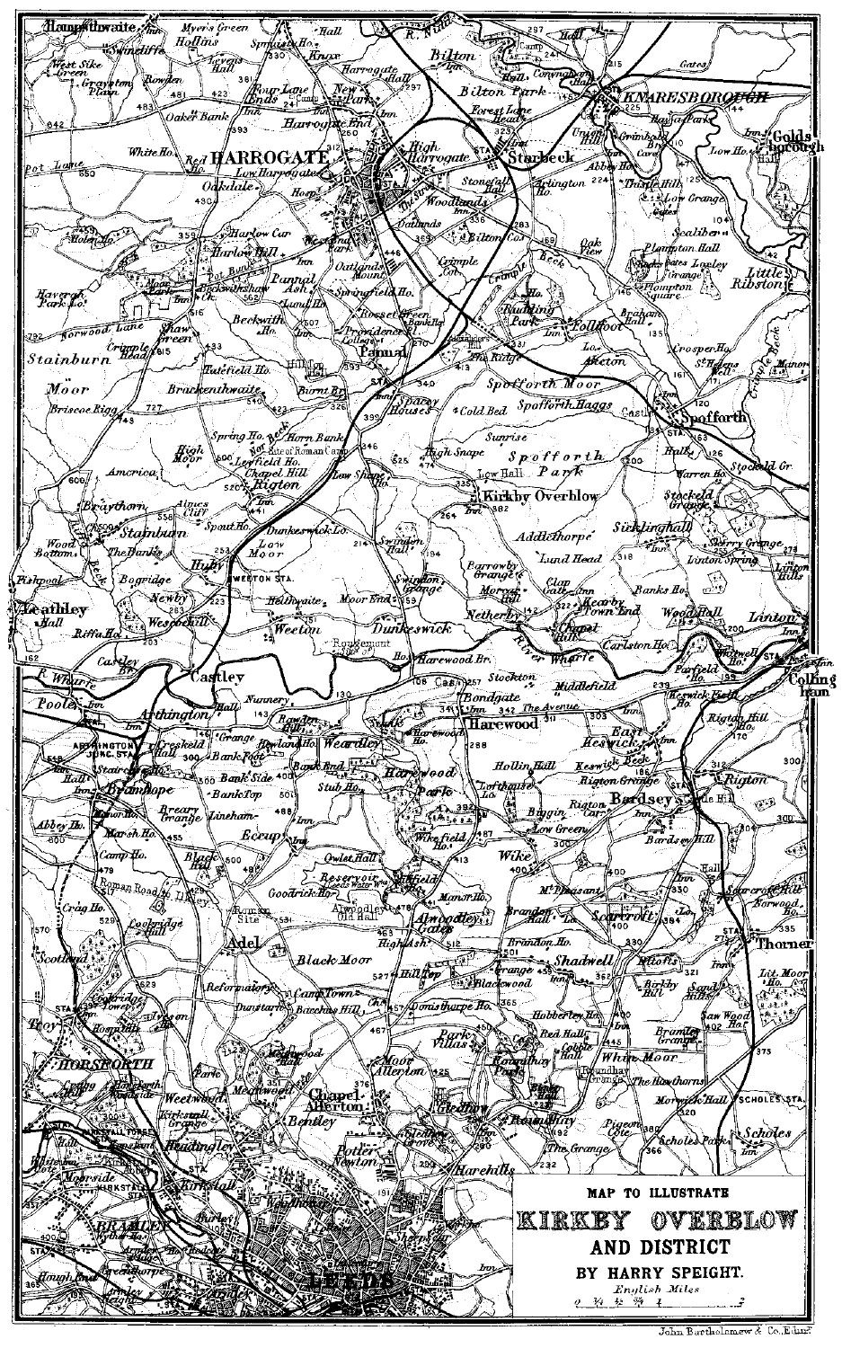MAP TO ILLUSTRATE

# KIRKBY OVERBLOW AND DISTRICT

BY HARRY SPEIGHT.

English Miles

John Bartholomew & Co., Edinr.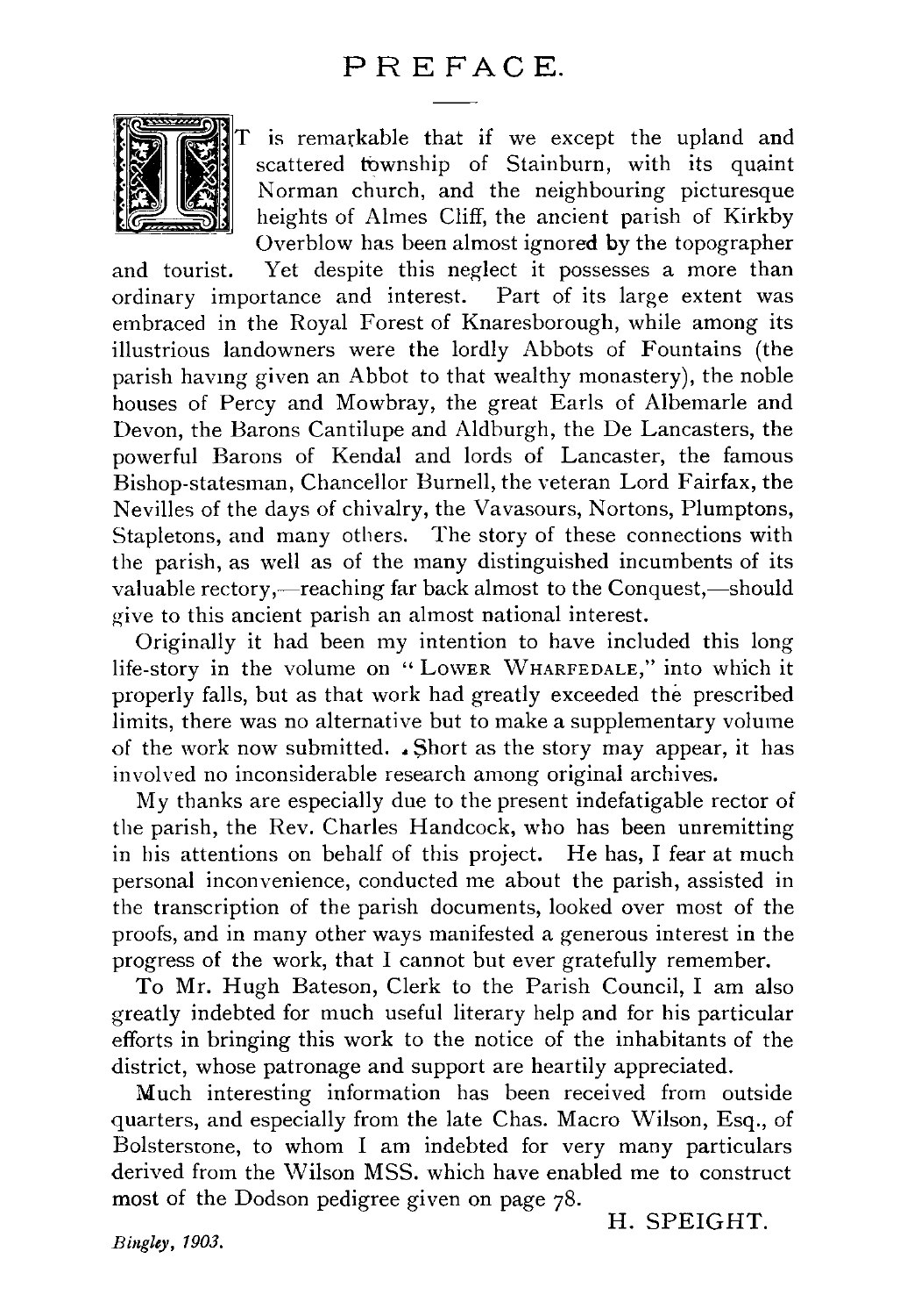# PREFACE.

IT is remarkable that if we except the upland and scattered township of Stainburn, with its quaint Norman church, and the neighbouring picturesque heights of Almes Cliff, the ancient parish of Kirkby Overblow has been almost ignored by the topographer and tourist. Yet despite this neglect it possesses a more than ordinary importance and interest. Part of its large extent was embraced in the Royal Forest of Knaresborough, while among its illustrious landowners were the lordly Abbots of Fountains (the parish having given an Abbot to that wealthy monastery), the noble houses of Percy and Mowbray, the great Earls of Albemarle and Devon, the Barons Cantilupe and Aldburgh, the De Lancasters, the powerful Barons of Kendal and lords of Lancaster, the famous Bishop-statesman, Chancellor Burnell, the veteran Lord Fairfax, the Nevilles of the days of chivalry, the Vavasours, Nortons, Plumptons, Stapletons, and many others. The story of these connections with the parish, as well as of the many distinguished incumbents of its valuable rectory,—reaching far back almost to the Conquest,—should give to this ancient parish an almost national interest.

Originally it had been my intention to have included this long life-story in the volume on "LOWER WHARFEDALE," into which it properly falls, but as that work had greatly exceeded the prescribed limits, there was no alternative but to make a supplementary volume of the work now submitted. Short as the story may appear, it has involved no inconsiderable research among original archives.

My thanks are especially due to the present indefatigable rector of the parish, the Rev. Charles Handcock, who has been unremitting in his attentions on behalf of this project. He has, I fear at much personal inconvenience, conducted me about the parish, assisted in the transcription of the parish documents, looked over most of the proofs, and in many other ways manifested a generous interest in the progress of the work, that I cannot but ever gratefully remember.

To Mr. Hugh Bateson, Clerk to the Parish Council, I am also greatly indebted for much useful literary help and for his particular efforts in bringing this work to the notice of the inhabitants of the district, whose patronage and support are heartily appreciated.

Much interesting information has been received from outside quarters, and especially from the late Chas. Macro Wilson, Esq., of Bolsterstone, to whom I am indebted for very many particulars derived from the Wilson MSS. which have enabled me to construct most of the Dodson pedigree given on page 78.

H. SPEIGHT.

*Bingley, 1903.*